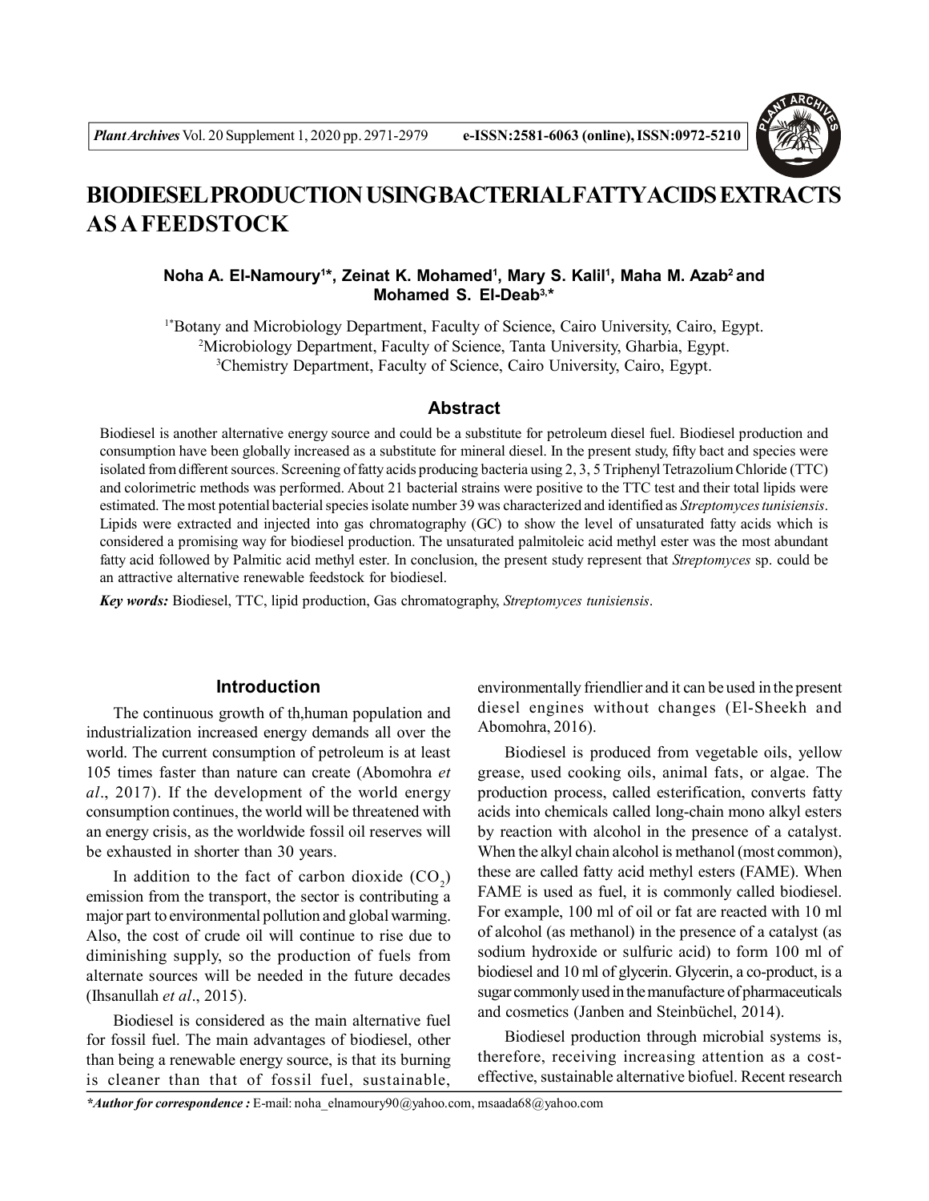# BIODIESEL PRODUCTION USING BACTERIAL FATTY ACIDS EXTRACTS AS A FEEDSTOCK

**Noha A. El-Namoury[1]*, Zeinat K. Mohamed[1], Mary S. Kalil[1], Maha M. Azab[2] and Mohamed S. El-Deab[3,*]**

[1*]Botany and Microbiology Department, Faculty of Science, Cairo University, Cairo, Egypt.
[2]Microbiology Department, Faculty of Science, Tanta University, Gharbia, Egypt.
[3]Chemistry Department, Faculty of Science, Cairo University, Cairo, Egypt.

## Abstract

Biodiesel is another alternative energy source and could be a substitute for petroleum diesel fuel. Biodiesel production and consumption have been globally increased as a substitute for mineral diesel. In the present study, fifty bact and species were isolated from different sources. Screening of fatty acids producing bacteria using 2, 3, 5 Triphenyl Tetrazolium Chloride (TTC) and colorimetric methods was performed. About 21 bacterial strains were positive to the TTC test and their total lipids were estimated. The most potential bacterial species isolate number 39 was characterized and identified as *Streptomyces tunisiensis*. Lipids were extracted and injected into gas chromatography (GC) to show the level of unsaturated fatty acids which is considered a promising way for biodiesel production. The unsaturated palmitoleic acid methyl ester was the most abundant fatty acid followed by Palmitic acid methyl ester. In conclusion, the present study represent that *Streptomyces* sp. could be an attractive alternative renewable feedstock for biodiesel.

***Key words:*** Biodiesel, TTC, lipid production, Gas chromatography, *Streptomyces tunisiensis*.

## Introduction

The continuous growth of th,human population and industrialization increased energy demands all over the world. The current consumption of petroleum is at least 105 times faster than nature can create (Abomohra *et al*., 2017). If the development of the world energy consumption continues, the world will be threatened with an energy crisis, as the worldwide fossil oil reserves will be exhausted in shorter than 30 years.

In addition to the fact of carbon dioxide ($CO_2$) emission from the transport, the sector is contributing a major part to environmental pollution and global warming. Also, the cost of crude oil will continue to rise due to diminishing supply, so the production of fuels from alternate sources will be needed in the future decades (Ihsanullah *et al*., 2015).

Biodiesel is considered as the main alternative fuel for fossil fuel. The main advantages of biodiesel, other than being a renewable energy source, is that its burning is cleaner than that of fossil fuel, sustainable, environmentally friendlier and it can be used in the present diesel engines without changes (El-Sheekh and Abomohra, 2016).

Biodiesel is produced from vegetable oils, yellow grease, used cooking oils, animal fats, or algae. The production process, called esterification, converts fatty acids into chemicals called long-chain mono alkyl esters by reaction with alcohol in the presence of a catalyst. When the alkyl chain alcohol is methanol (most common), these are called fatty acid methyl esters (FAME). When FAME is used as fuel, it is commonly called biodiesel. For example, 100 ml of oil or fat are reacted with 10 ml of alcohol (as methanol) in the presence of a catalyst (as sodium hydroxide or sulfuric acid) to form 100 ml of biodiesel and 10 ml of glycerin. Glycerin, a co-product, is a sugar commonly used in the manufacture of pharmaceuticals and cosmetics (Janben and Steinbüchel, 2014).

Biodiesel production through microbial systems is, therefore, receiving increasing attention as a cost-effective, sustainable alternative biofuel. Recent research

***Author for correspondence :*** E-mail: noha_elnamoury90@yahoo.com, msaada68@yahoo.com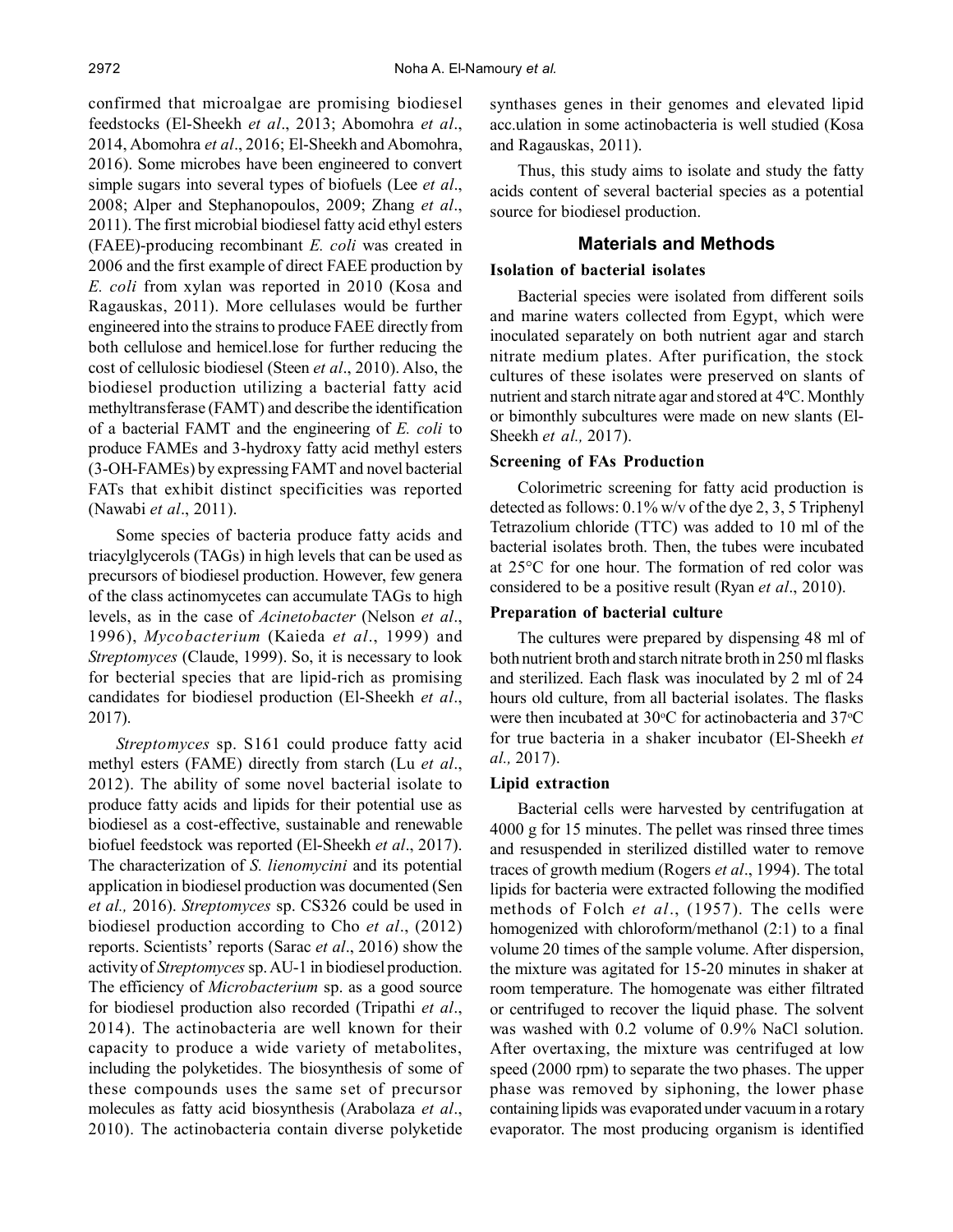confirmed that microalgae are promising biodiesel feedstocks (El-Sheekh *et al*., 2013; Abomohra *et al*., 2014, Abomohra *et al*., 2016; El-Sheekh and Abomohra, 2016). Some microbes have been engineered to convert simple sugars into several types of biofuels (Lee *et al*., 2008; Alper and Stephanopoulos, 2009; Zhang *et al*., 2011). The first microbial biodiesel fatty acid ethyl esters (FAEE)-producing recombinant *E. coli* was created in 2006 and the first example of direct FAEE production by *E. coli* from xylan was reported in 2010 (Kosa and Ragauskas, 2011). More cellulases would be further engineered into the strains to produce FAEE directly from both cellulose and hemicel.lose for further reducing the cost of cellulosic biodiesel (Steen *et al*., 2010). Also, the biodiesel production utilizing a bacterial fatty acid methyltransferase (FAMT) and describe the identification of a bacterial FAMT and the engineering of *E. coli* to produce FAMEs and 3-hydroxy fatty acid methyl esters (3-OH-FAMEs) by expressing FAMT and novel bacterial FATs that exhibit distinct specificities was reported (Nawabi *et al*., 2011).

Some species of bacteria produce fatty acids and triacylglycerols (TAGs) in high levels that can be used as precursors of biodiesel production. However, few genera of the class actinomycetes can accumulate TAGs to high levels, as in the case of *Acinetobacter* (Nelson *et al*., 1996), *Mycobacterium* (Kaieda *et al*., 1999) and *Streptomyces* (Claude, 1999). So, it is necessary to look for becterial species that are lipid-rich as promising candidates for biodiesel production (El-Sheekh *et al*., 2017).

*Streptomyces* sp. S161 could produce fatty acid methyl esters (FAME) directly from starch (Lu *et al*., 2012). The ability of some novel bacterial isolate to produce fatty acids and lipids for their potential use as biodiesel as a cost-effective, sustainable and renewable biofuel feedstock was reported (El-Sheekh *et al*., 2017). The characterization of *S. lienomycini* and its potential application in biodiesel production was documented (Sen *et al.,* 2016). *Streptomyces* sp. CS326 could be used in biodiesel production according to Cho *et al*., (2012) reports. Scientists' reports (Sarac *et al*., 2016) show the activity of *Streptomyces* sp. AU-1 in biodiesel production. The efficiency of *Microbacterium* sp. as a good source for biodiesel production also recorded (Tripathi *et al*., 2014). The actinobacteria are well known for their capacity to produce a wide variety of metabolites, including the polyketides. The biosynthesis of some of these compounds uses the same set of precursor molecules as fatty acid biosynthesis (Arabolaza *et al*., 2010). The actinobacteria contain diverse polyketide synthases genes in their genomes and elevated lipid acc.ulation in some actinobacteria is well studied (Kosa and Ragauskas, 2011).

Thus, this study aims to isolate and study the fatty acids content of several bacterial species as a potential source for biodiesel production.

## Materials and Methods

### Isolation of bacterial isolates

Bacterial species were isolated from different soils and marine waters collected from Egypt, which were inoculated separately on both nutrient agar and starch nitrate medium plates. After purification, the stock cultures of these isolates were preserved on slants of nutrient and starch nitrate agar and stored at 4ºC. Monthly or bimonthly subcultures were made on new slants (El-Sheekh *et al.,* 2017).

### Screening of FAs Production

Colorimetric screening for fatty acid production is detected as follows: 0.1% w/v of the dye 2, 3, 5 Triphenyl Tetrazolium chloride (TTC) was added to 10 ml of the bacterial isolates broth. Then, the tubes were incubated at 25°C for one hour. The formation of red color was considered to be a positive result (Ryan *et al*., 2010).

### Preparation of bacterial culture

The cultures were prepared by dispensing 48 ml of both nutrient broth and starch nitrate broth in 250 ml flasks and sterilized. Each flask was inoculated by 2 ml of 24 hours old culture, from all bacterial isolates. The flasks were then incubated at 30ºC for actinobacteria and 37ºC for true bacteria in a shaker incubator (El-Sheekh *et al.,* 2017).

### Lipid extraction

Bacterial cells were harvested by centrifugation at 4000 g for 15 minutes. The pellet was rinsed three times and resuspended in sterilized distilled water to remove traces of growth medium (Rogers *et al*., 1994). The total lipids for bacteria were extracted following the modified methods of Folch *et al*., (1957). The cells were homogenized with chloroform/methanol (2:1) to a final volume 20 times of the sample volume. After dispersion, the mixture was agitated for 15-20 minutes in shaker at room temperature. The homogenate was either filtrated or centrifuged to recover the liquid phase. The solvent was washed with 0.2 volume of 0.9% NaCl solution. After overtaxing, the mixture was centrifuged at low speed (2000 rpm) to separate the two phases. The upper phase was removed by siphoning, the lower phase containing lipids was evaporated under vacuum in a rotary evaporator. The most producing organism is identified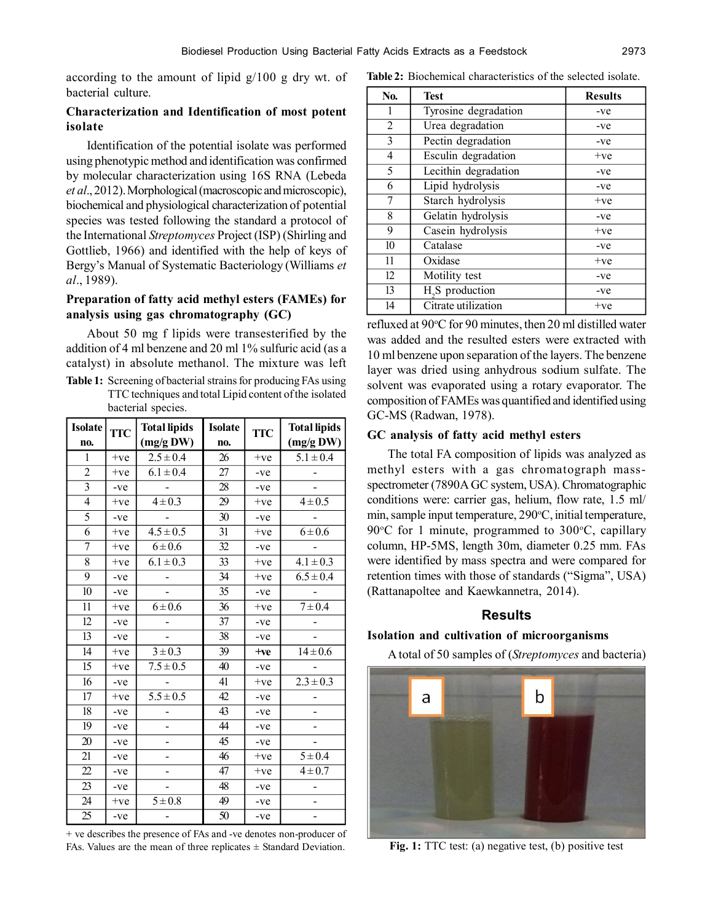according to the amount of lipid g/100 g dry wt. of bacterial culture.

### Characterization and Identification of most potent isolate

Identification of the potential isolate was performed using phenotypic method and identification was confirmed by molecular characterization using 16S RNA (Lebeda *et al*., 2012). Morphological (macroscopic and microscopic), biochemical and physiological characterization of potential species was tested following the standard a protocol of the International *Streptomyces* Project (ISP) (Shirling and Gottlieb, 1966) and identified with the help of keys of Bergy's Manual of Systematic Bacteriology (Williams *et al*., 1989).

### Preparation of fatty acid methyl esters (FAMEs) for analysis using gas chromatography (GC)

About 50 mg f lipids were transesterified by the addition of 4 ml benzene and 20 ml 1% sulfuric acid (as a catalyst) in absolute methanol. The mixture was left refluxed at 90°C for 90 minutes, then 20 ml distilled water was added and the resulted esters were extracted with 10 ml benzene upon separation of the layers. The benzene layer was dried using anhydrous sodium sulfate. The solvent was evaporated using a rotary evaporator. The composition of FAMEs was quantified and identified using GC-MS (Radwan, 1978).

**Table 1:** Screening of bacterial strains for producing FAs using TTC techniques and total Lipid content of the isolated bacterial species.

| Isolate no. | TTC | Total lipids (mg/g DW) | Isolate no. | TTC | Total lipids (mg/g DW) |
|---|---|---|---|---|---|
| 1 | +ve | 2.5 ± 0.4 | 26 | +ve | 5.1 ± 0.4 |
| 2 | +ve | 6.1 ± 0.4 | 27 | -ve | - |
| 3 | -ve | - | 28 | -ve | - |
| 4 | +ve | 4 ± 0.3 | 29 | +ve | 4 ± 0.5 |
| 5 | -ve | - | 30 | -ve | - |
| 6 | +ve | 4.5 ± 0.5 | 31 | +ve | 6 ± 0.6 |
| 7 | +ve | 6 ± 0.6 | 32 | -ve | - |
| 8 | +ve | 6.1 ± 0.3 | 33 | +ve | 4.1 ± 0.3 |
| 9 | -ve | - | 34 | +ve | 6.5 ± 0.4 |
| 10 | -ve | - | 35 | -ve | - |
| 11 | +ve | 6 ± 0.6 | 36 | +ve | 7 ± 0.4 |
| 12 | -ve | - | 37 | -ve | - |
| 13 | -ve | - | 38 | -ve | - |
| 14 | +ve | 3 ± 0.3 | 39 | **+ve** | 14 ± 0.6 |
| 15 | +ve | 7.5 ± 0.5 | 40 | -ve | - |
| 16 | -ve | - | 41 | +ve | 2.3 ± 0.3 |
| 17 | +ve | 5.5 ± 0.5 | 42 | -ve | - |
| 18 | -ve | - | 43 | -ve | - |
| 19 | -ve | - | 44 | -ve | - |
| 20 | -ve | - | 45 | -ve | - |
| 21 | -ve | - | 46 | +ve | 5 ± 0.4 |
| 22 | -ve | - | 47 | +ve | 4 ± 0.7 |
| 23 | -ve | - | 48 | -ve | - |
| 24 | +ve | 5 ± 0.8 | 49 | -ve | - |
| 25 | -ve | - | 50 | -ve | - |

+ ve describes the presence of FAs and -ve denotes non-producer of FAs. Values are the mean of three replicates ± Standard Deviation.

**Table 2:** Biochemical characteristics of the selected isolate.

| No. | Test | Results |
|---|---|---|
| 1 | Tyrosine degradation | -ve |
| 2 | Urea degradation | -ve |
| 3 | Pectin degradation | -ve |
| 4 | Esculin degradation | +ve |
| 5 | Lecithin degradation | -ve |
| 6 | Lipid hydrolysis | -ve |
| 7 | Starch hydrolysis | +ve |
| 8 | Gelatin hydrolysis | -ve |
| 9 | Casein hydrolysis | +ve |
| 10 | Catalase | -ve |
| 11 | Oxidase | +ve |
| 12 | Motility test | -ve |
| 13 | $H_2S$ production | -ve |
| 14 | Citrate utilization | +ve |

### GC analysis of fatty acid methyl esters

The total FA composition of lipids was analyzed as methyl esters with a gas chromatograph mass-spectrometer (7890A GC system, USA). Chromatographic conditions were: carrier gas, helium, flow rate, 1.5 ml/min, sample input temperature, 290°C, initial temperature, 90°C for 1 minute, programmed to 300°C, capillary column, HP-5MS, length 30m, diameter 0.25 mm. FAs were identified by mass spectra and were compared for retention times with those of standards ("Sigma", USA) (Rattanapoltee and Kaewkannetra, 2014).

## Results

### Isolation and cultivation of microorganisms

A total of 50 samples of (*Streptomyces* and bacteria)

**Fig. 1:** TTC test: (a) negative test, (b) positive test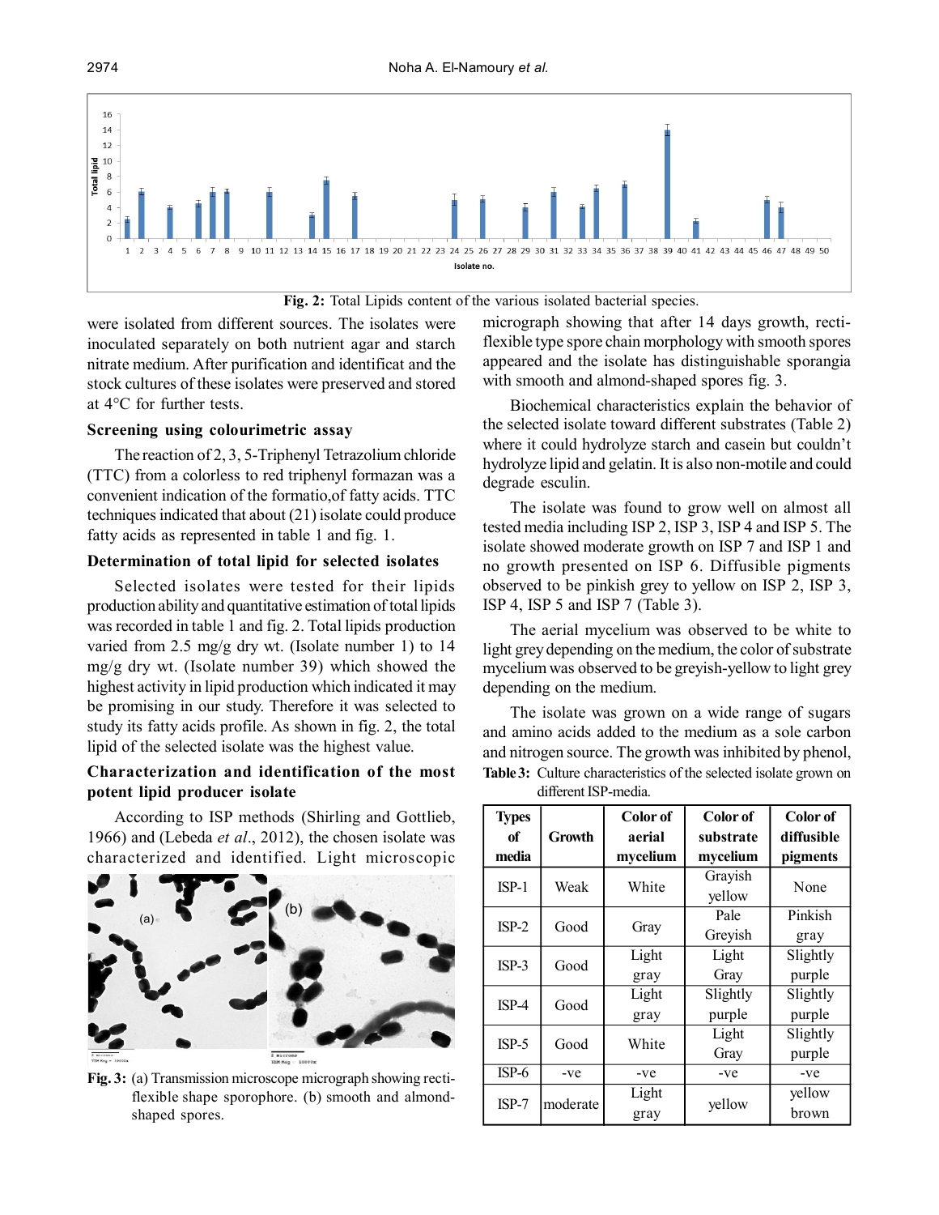Fig. 2: Total Lipids content of the various isolated bacterial species.

were isolated from different sources. The isolates were inoculated separately on both nutrient agar and starch nitrate medium. After purification and identificat and the stock cultures of these isolates were preserved and stored at 4°C for further tests.

### Screening using colourimetric assay

The reaction of 2, 3, 5-Triphenyl Tetrazolium chloride (TTC) from a colorless to red triphenyl formazan was a convenient indication of the formatio,of fatty acids. TTC techniques indicated that about (21) isolate could produce fatty acids as represented in table 1 and fig. 1.

### Determination of total lipid for selected isolates

Selected isolates were tested for their lipids production ability and quantitative estimation of total lipids was recorded in table 1 and fig. 2. Total lipids production varied from 2.5 mg/g dry wt. (Isolate number 1) to 14 mg/g dry wt. (Isolate number 39) which showed the highest activity in lipid production which indicated it may be promising in our study. Therefore it was selected to study its fatty acids profile. As shown in fig. 2, the total lipid of the selected isolate was the highest value.

### Characterization and identification of the most potent lipid producer isolate

According to ISP methods (Shirling and Gottlieb, 1966) and (Lebeda *et al*., 2012), the chosen isolate was characterized and identified. Light microscopic micrograph showing that after 14 days growth, rectiflexible type spore chain morphology with smooth spores appeared and the isolate has distinguishable sporangia with smooth and almond-shaped spores fig. 3.

**Fig. 3:** (a) Transmission microscope micrograph showing rectiflexible shape sporophore. (b) smooth and almond-shaped spores.

Biochemical characteristics explain the behavior of the selected isolate toward different substrates (Table 2) where it could hydrolyze starch and casein but couldn't hydrolyze lipid and gelatin. It is also non-motile and could degrade esculin.

The isolate was found to grow well on almost all tested media including ISP 2, ISP 3, ISP 4 and ISP 5. The isolate showed moderate growth on ISP 7 and ISP 1 and no growth presented on ISP 6. Diffusible pigments observed to be pinkish grey to yellow on ISP 2, ISP 3, ISP 4, ISP 5 and ISP 7 (Table 3).

The aerial mycelium was observed to be white to light grey depending on the medium, the color of substrate mycelium was observed to be greyish-yellow to light grey depending on the medium.

The isolate was grown on a wide range of sugars and amino acids added to the medium as a sole carbon and nitrogen source. The growth was inhibited by phenol,

**Table 3:** Culture characteristics of the selected isolate grown on different ISP-media.

| Types of media | Growth | Color of aerial mycelium | Color of substrate mycelium | Color of diffusible pigments |
|---|---|---|---|---|
| ISP-1 | Weak | White | Grayish yellow | None |
| ISP-2 | Good | Gray | Pale Greyish | Pinkish gray |
| ISP-3 | Good | Light gray | Light Gray | Slightly purple |
| ISP-4 | Good | Light gray | Slightly purple | Slightly purple |
| ISP-5 | Good | White | Light Gray | Slightly purple |
| ISP-6 | -ve | -ve | -ve | -ve |
| ISP-7 | moderate | Light gray | yellow | yellow brown |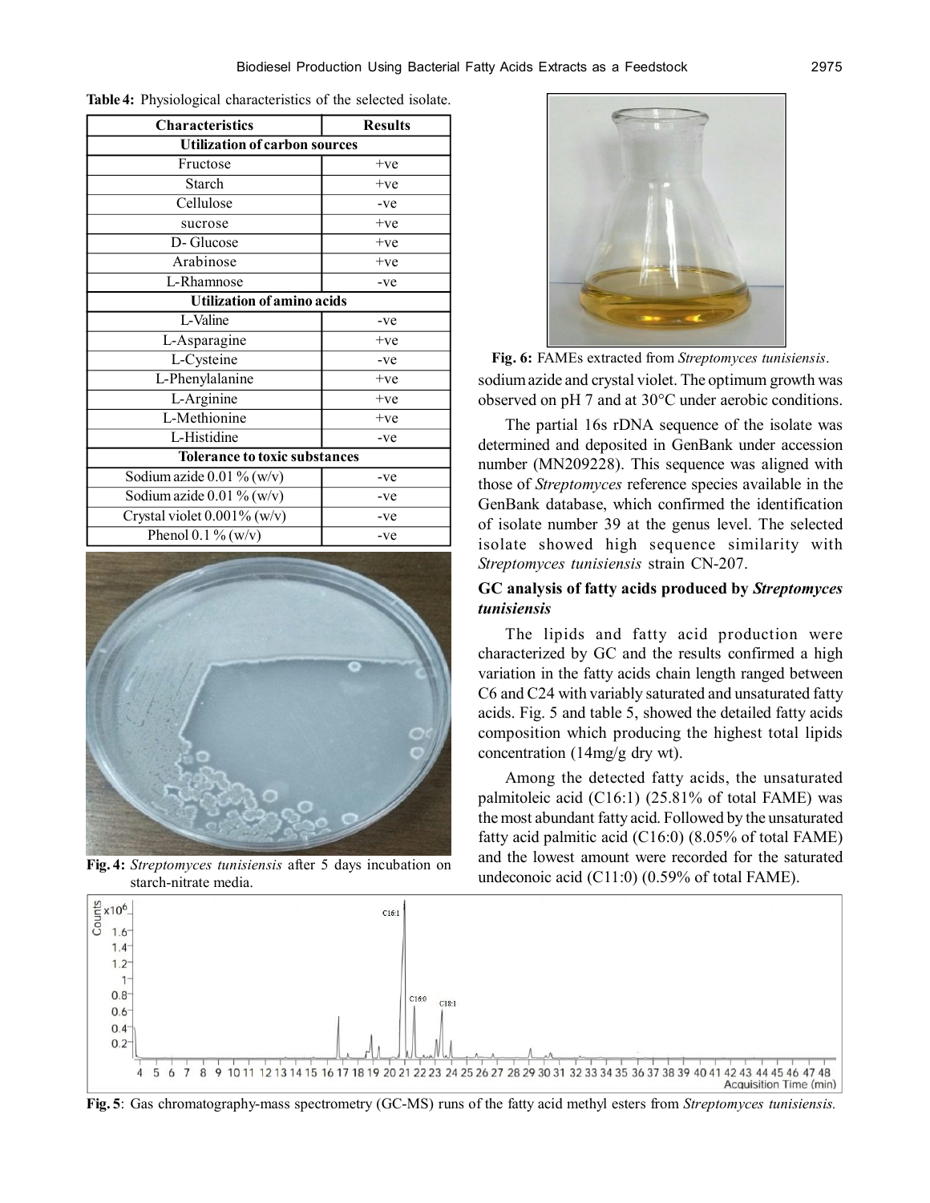**Table 4:** Physiological characteristics of the selected isolate.

| Characteristics | Results |
|---|---|
| **Utilization of carbon sources** | |
| Fructose | +ve |
| Starch | +ve |
| Cellulose | -ve |
| sucrose | +ve |
| D- Glucose | +ve |
| Arabinose | +ve |
| L-Rhamnose | -ve |
| **Utilization of amino acids** | |
| L-Valine | -ve |
| L-Asparagine | +ve |
| L-Cysteine | -ve |
| L-Phenylalanine | +ve |
| L-Arginine | +ve |
| L-Methionine | +ve |
| L-Histidine | -ve |
| **Tolerance to toxic substances** | |
| Sodium azide 0.01 % (w/v) | -ve |
| Sodium azide 0.01 % (w/v) | -ve |
| Crystal violet 0.001% (w/v) | -ve |
| Phenol 0.1 % (w/v) | -ve |

**Fig. 4:** *Streptomyces tunisiensis* after 5 days incubation on starch-nitrate media.

**Fig. 6:** FAMEs extracted from *Streptomyces tunisiensis*.

sodium azide and crystal violet. The optimum growth was observed on pH 7 and at 30°C under aerobic conditions.

The partial 16s rDNA sequence of the isolate was determined and deposited in GenBank under accession number (MN209228). This sequence was aligned with those of *Streptomyces* reference species available in the GenBank database, which confirmed the identification of isolate number 39 at the genus level. The selected isolate showed high sequence similarity with *Streptomyces tunisiensis* strain CN-207.

### GC analysis of fatty acids produced by *Streptomyces tunisiensis*

The lipids and fatty acid production were characterized by GC and the results confirmed a high variation in the fatty acids chain length ranged between C6 and C24 with variably saturated and unsaturated fatty acids. Fig. 5 and table 5, showed the detailed fatty acids composition which producing the highest total lipids concentration (14mg/g dry wt).

Among the detected fatty acids, the unsaturated palmitoleic acid (C16:1) (25.81% of total FAME) was the most abundant fatty acid. Followed by the unsaturated fatty acid palmitic acid (C16:0) (8.05% of total FAME) and the lowest amount were recorded for the saturated undeconoic acid (C11:0) (0.59% of total FAME).

**Fig. 5**: Gas chromatography-mass spectrometry (GC-MS) runs of the fatty acid methyl esters from *Streptomyces tunisiensis.*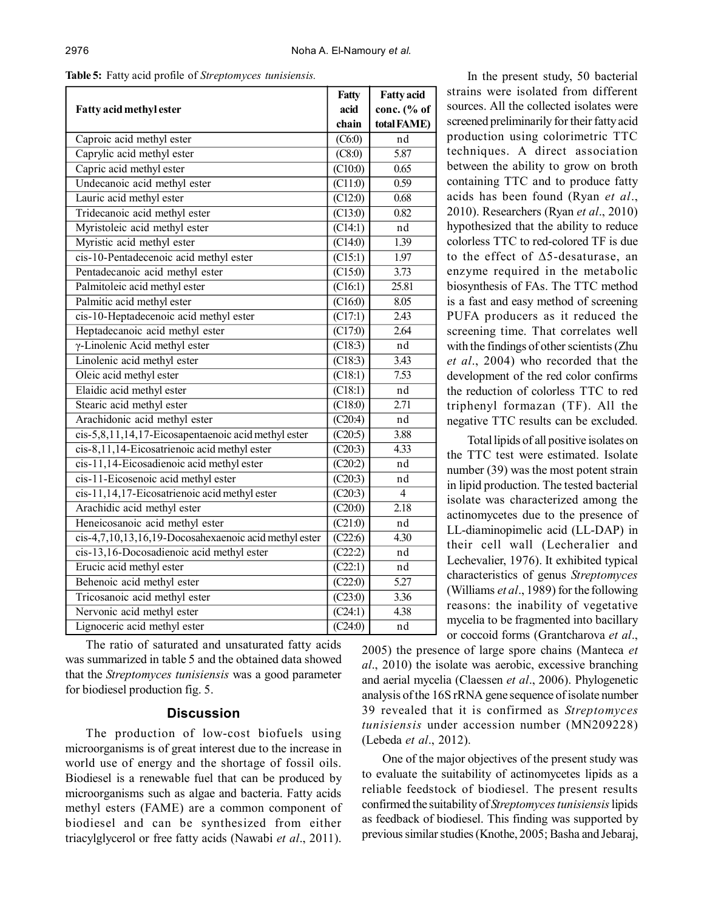**Table 5:** Fatty acid profile of *Streptomyces tunisiensis.*

| Fatty acid methyl ester | Fatty acid chain | Fatty acid conc. (% of total FAME) |
|---|---|---|
| Caproic acid methyl ester | (C6:0) | nd |
| Caprylic acid methyl ester | (C8:0) | 5.87 |
| Capric acid methyl ester | (C10:0) | 0.65 |
| Undecanoic acid methyl ester | (C11:0) | 0.59 |
| Lauric acid methyl ester | (C12:0) | 0.68 |
| Tridecanoic acid methyl ester | (C13:0) | 0.82 |
| Myristoleic acid methyl ester | (C14:1) | nd |
| Myristic acid methyl ester | (C14:0) | 1.39 |
| cis-10-Pentadecenoic acid methyl ester | (C15:1) | 1.97 |
| Pentadecanoic acid methyl ester | (C15:0) | 3.73 |
| Palmitoleic acid methyl ester | (C16:1) | 25.81 |
| Palmitic acid methyl ester | (C16:0) | 8.05 |
| cis-10-Heptadecenoic acid methyl ester | (C17:1) | 2.43 |
| Heptadecanoic acid methyl ester | (C17:0) | 2.64 |
| γ-Linolenic Acid methyl ester | (C18:3) | nd |
| Linolenic acid methyl ester | (C18:3) | 3.43 |
| Oleic acid methyl ester | (C18:1) | 7.53 |
| Elaidic acid methyl ester | (C18:1) | nd |
| Stearic acid methyl ester | (C18:0) | 2.71 |
| Arachidonic acid methyl ester | (C20:4) | nd |
| cis-5,8,11,14,17-Eicosapentaenoic acid methyl ester | (C20:5) | 3.88 |
| cis-8,11,14-Eicosatrienoic acid methyl ester | (C20:3) | 4.33 |
| cis-11,14-Eicosadienoic acid methyl ester | (C20:2) | nd |
| cis-11-Eicosenoic acid methyl ester | (C20:3) | nd |
| cis-11,14,17-Eicosatrienoic acid methyl ester | (C20:3) | 4 |
| Arachidic acid methyl ester | (C20:0) | 2.18 |
| Heneicosanoic acid methyl ester | (C21:0) | nd |
| cis-4,7,10,13,16,19-Docosahexaenoic acid methyl ester | (C22:6) | 4.30 |
| cis-13,16-Docosadienoic acid methyl ester | (C22:2) | nd |
| Erucic acid methyl ester | (C22:1) | nd |
| Behenoic acid methyl ester | (C22:0) | 5.27 |
| Tricosanoic acid methyl ester | (C23:0) | 3.36 |
| Nervonic acid methyl ester | (C24:1) | 4.38 |
| Lignoceric acid methyl ester | (C24:0) | nd |

The ratio of saturated and unsaturated fatty acids was summarized in table 5 and the obtained data showed that the *Streptomyces tunisiensis* was a good parameter for biodiesel production fig. 5.

## Discussion

The production of low-cost biofuels using microorganisms is of great interest due to the increase in world use of energy and the shortage of fossil oils. Biodiesel is a renewable fuel that can be produced by microorganisms such as algae and bacteria. Fatty acids methyl esters (FAME) are a common component of biodiesel and can be synthesized from either triacylglycerol or free fatty acids (Nawabi *et al*., 2011).

In the present study, 50 bacterial strains were isolated from different sources. All the collected isolates were screened preliminarily for their fatty acid production using colorimetric TTC techniques. A direct association between the ability to grow on broth containing TTC and to produce fatty acids has been found (Ryan *et al*., 2010). Researchers (Ryan *et al*., 2010) hypothesized that the ability to reduce colorless TTC to red-colored TF is due to the effect of Δ5-desaturase, an enzyme required in the metabolic biosynthesis of FAs. The TTC method is a fast and easy method of screening PUFA producers as it reduced the screening time. That correlates well with the findings of other scientists (Zhu *et al*., 2004) who recorded that the development of the red color confirms the reduction of colorless TTC to red triphenyl formazan (TF). All the negative TTC results can be excluded.

Total lipids of all positive isolates on the TTC test were estimated. Isolate number (39) was the most potent strain in lipid production. The tested bacterial isolate was characterized among the actinomycetes due to the presence of LL-diaminopimelic acid (LL-DAP) in their cell wall (Lecheralier and Lechevalier, 1976). It exhibited typical characteristics of genus *Streptomyces* (Williams *et al*., 1989) for the following reasons: the inability of vegetative mycelia to be fragmented into bacillary or coccoid forms (Grantcharova *et al*., 2005) the presence of large spore chains (Manteca *et al*., 2010) the isolate was aerobic, excessive branching and aerial mycelia (Claessen *et al*., 2006). Phylogenetic analysis of the 16S rRNA gene sequence of isolate number 39 revealed that it is confirmed as *Streptomyces tunisiensis* under accession number (MN209228) (Lebeda *et al*., 2012).

One of the major objectives of the present study was to evaluate the suitability of actinomycetes lipids as a reliable feedstock of biodiesel. The present results confirmed the suitability of *Streptomyces tunisiensis* lipids as feedback of biodiesel. This finding was supported by previous similar studies (Knothe, 2005; Basha and Jebaraj,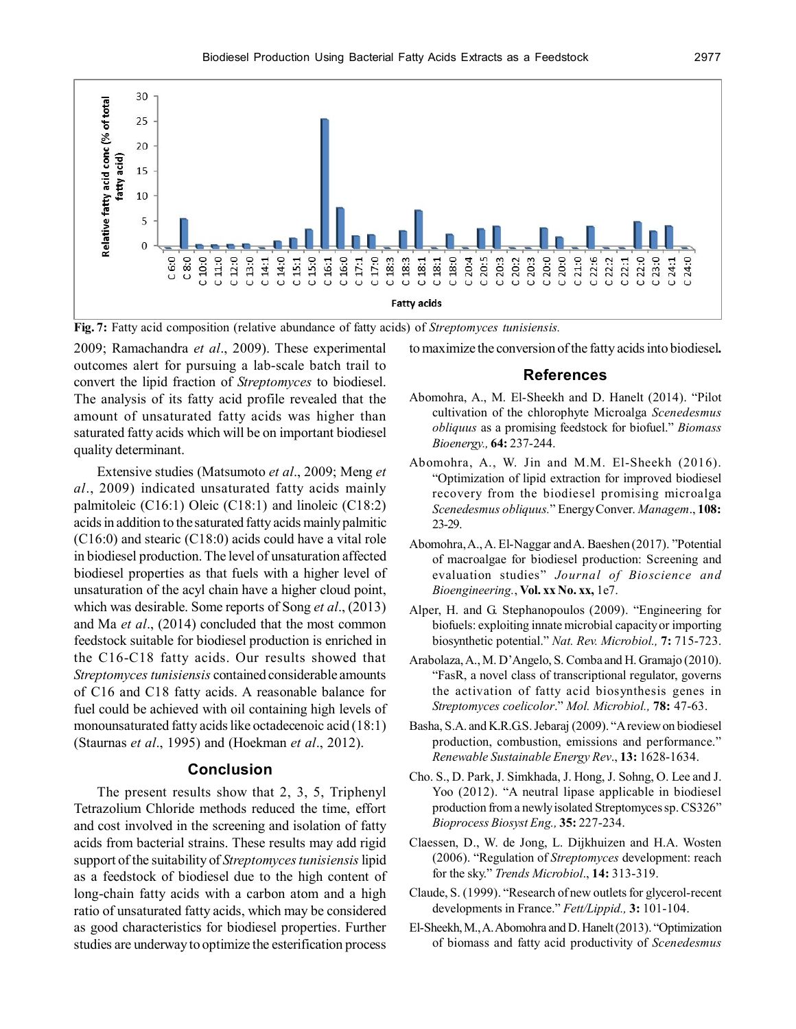Fig. 7: Fatty acid composition (relative abundance of fatty acids) of *Streptomyces tunisiensis.*

2009; Ramachandra *et al*., 2009). These experimental outcomes alert for pursuing a lab-scale batch trail to convert the lipid fraction of *Streptomyces* to biodiesel. The analysis of its fatty acid profile revealed that the amount of unsaturated fatty acids was higher than saturated fatty acids which will be on important biodiesel quality determinant.

Extensive studies (Matsumoto *et al*., 2009; Meng *et al*., 2009) indicated unsaturated fatty acids mainly palmitoleic (C16:1) Oleic (C18:1) and linoleic (C18:2) acids in addition to the saturated fatty acids mainly palmitic (C16:0) and stearic (C18:0) acids could have a vital role in biodiesel production. The level of unsaturation affected biodiesel properties as that fuels with a higher level of unsaturation of the acyl chain have a higher cloud point, which was desirable. Some reports of Song *et al*., (2013) and Ma *et al*., (2014) concluded that the most common feedstock suitable for biodiesel production is enriched in the C16-C18 fatty acids. Our results showed that *Streptomyces tunisiensis* contained considerable amounts of C16 and C18 fatty acids. A reasonable balance for fuel could be achieved with oil containing high levels of monounsaturated fatty acids like octadecenoic acid (18:1) (Staurnas *et al*., 1995) and (Hoekman *et al*., 2012).

## Conclusion

The present results show that 2, 3, 5, Triphenyl Tetrazolium Chloride methods reduced the time, effort and cost involved in the screening and isolation of fatty acids from bacterial strains. These results may add rigid support of the suitability of *Streptomyces tunisiensis* lipid as a feedstock of biodiesel due to the high content of long-chain fatty acids with a carbon atom and a high ratio of unsaturated fatty acids, which may be considered as good characteristics for biodiesel properties. Further studies are underway to optimize the esterification process to maximize the conversion of the fatty acids into biodiesel**.**

## References

Abomohra, A., M. El-Sheekh and D. Hanelt (2014). "Pilot cultivation of the chlorophyte Microalga *Scenedesmus obliquus* as a promising feedstock for biofuel." *Biomass Bioenergy.,* **64:** 237-244.

Abomohra, A., W. Jin and M.M. El-Sheekh (2016). "Optimization of lipid extraction for improved biodiesel recovery from the biodiesel promising microalga *Scenedesmus obliquus.*" Energy Conver. *Managem*., **108:** 23-29.

Abomohra, A., A. El-Naggar and A. Baeshen (2017). "Potential of macroalgae for biodiesel production: Screening and evaluation studies" *Journal of Bioscience and Bioengineering.*, **Vol. xx No. xx,** 1e7.

Alper, H. and G. Stephanopoulos (2009). "Engineering for biofuels: exploiting innate microbial capacity or importing biosynthetic potential." *Nat. Rev. Microbiol.,* **7:** 715-723.

Arabolaza, A., M. D'Angelo, S. Comba and H. Gramajo (2010). "FasR, a novel class of transcriptional regulator, governs the activation of fatty acid biosynthesis genes in *Streptomyces coelicolor*." *Mol. Microbiol.,* **78:** 47-63.

Basha, S.A. and K.R.G.S. Jebaraj (2009). "A review on biodiesel production, combustion, emissions and performance." *Renewable Sustainable Energy Rev*., **13:** 1628-1634.

Cho. S., D. Park, J. Simkhada, J. Hong, J. Sohng, O. Lee and J. Yoo (2012). "A neutral lipase applicable in biodiesel production from a newly isolated Streptomyces sp. CS326" *Bioprocess Biosyst Eng.,* **35:** 227-234.

Claessen, D., W. de Jong, L. Dijkhuizen and H.A. Wosten (2006). "Regulation of *Streptomyces* development: reach for the sky." *Trends Microbiol*., **14:** 313-319.

Claude, S. (1999). "Research of new outlets for glycerol-recent developments in France." *Fett/Lippid.,* **3:** 101-104.

El-Sheekh, M., A. Abomohra and D. Hanelt (2013). "Optimization of biomass and fatty acid productivity of *Scenedesmus*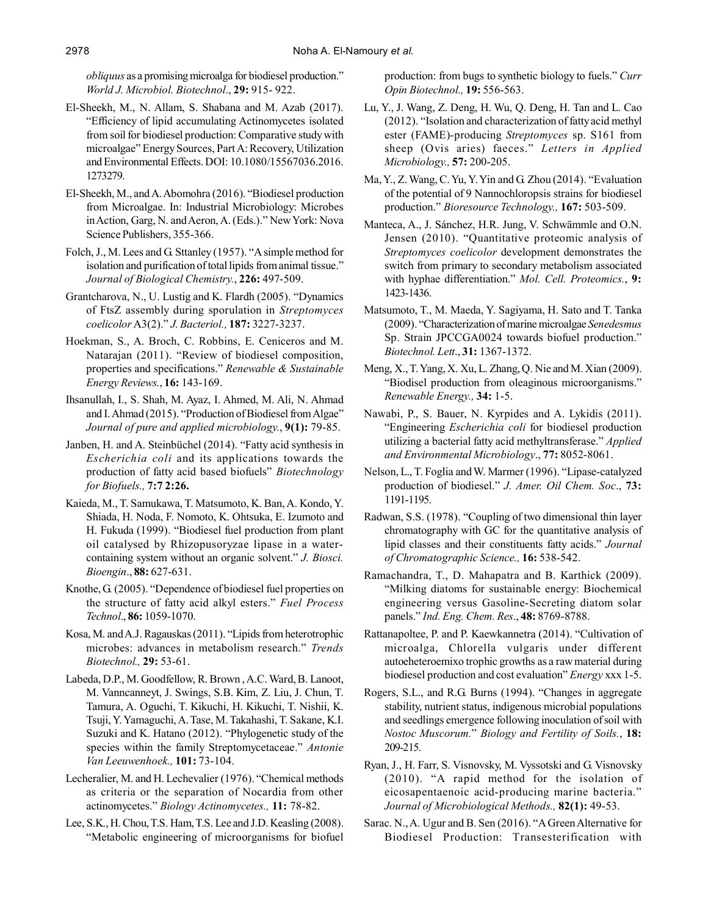*obliquus* as a promising microalga for biodiesel production." *World J. Microbiol. Biotechnol*., **29:** 915- 922.

El-Sheekh, M., N. Allam, S. Shabana and M. Azab (2017). "Efficiency of lipid accumulating Actinomycetes isolated from soil for biodiesel production: Comparative study with microalgae" Energy Sources, Part A: Recovery, Utilization and Environmental Effects. DOI: 10.1080/15567036.2016.1273279.

El-Sheekh, M., and A. Abomohra (2016). "Biodiesel production from Microalgae. In: Industrial Microbiology: Microbes in Action, Garg, N. and Aeron, A. (Eds.)." New York: Nova Science Publishers, 355-366.

Folch, J., M. Lees and G. Sttanley (1957). "A simple method for isolation and purification of total lipids from animal tissue." *Journal of Biological Chemistry.*, **226:** 497-509.

Grantcharova, N., U. Lustig and K. Flardh (2005). "Dynamics of FtsZ assembly during sporulation in *Streptomyces coelicolor* A3(2)." *J. Bacteriol.,* **187:** 3227-3237.

Hoekman, S., A. Broch, C. Robbins, E. Ceniceros and M. Natarajan (2011). "Review of biodiesel composition, properties and specifications." *Renewable & Sustainable Energy Reviews.*, **16:** 143-169.

Ihsanullah, I., S. Shah, M. Ayaz, I. Ahmed, M. Ali, N. Ahmad and I. Ahmad (2015). "Production of Biodiesel from Algae" *Journal of pure and applied microbiology.*, **9(1):** 79-85.

Janben, H. and A. Steinbüchel (2014). "Fatty acid synthesis in *Escherichia coli* and its applications towards the production of fatty acid based biofuels" *Biotechnology for Biofuels.,* **7:7 2:26.**

Kaieda, M., T. Samukawa, T. Matsumoto, K. Ban, A. Kondo, Y. Shiada, H. Noda, F. Nomoto, K. Ohtsuka, E. Izumoto and H. Fukuda (1999). "Biodiesel fuel production from plant oil catalysed by Rhizopusoryzae lipase in a water-containing system without an organic solvent." *J. Biosci. Bioengin*., **88:** 627-631.

Knothe, G. (2005). "Dependence of biodiesel fuel properties on the structure of fatty acid alkyl esters." *Fuel Process Technol*., **86:** 1059-1070.

Kosa, M. and A.J. Ragauskas (2011). "Lipids from heterotrophic microbes: advances in metabolism research." *Trends Biotechnol.,* **29:** 53-61.

Labeda, D.P., M. Goodfellow, R. Brown , A.C. Ward, B. Lanoot, M. Vanncanneyt, J. Swings, S.B. Kim, Z. Liu, J. Chun, T. Tamura, A. Oguchi, T. Kikuchi, H. Kikuchi, T. Nishii, K. Tsuji, Y. Yamaguchi, A. Tase, M. Takahashi, T. Sakane, K.I. Suzuki and K. Hatano (2012). "Phylogenetic study of the species within the family Streptomycetaceae." *Antonie Van Leeuwenhoek.,* **101:** 73-104.

Lecheralier, M. and H. Lechevalier (1976). "Chemical methods as criteria or the separation of Nocardia from other actinomycetes." *Biology Actinomycetes.,* **11:** 78-82.

Lee, S.K., H. Chou, T.S. Ham, T.S. Lee and J.D. Keasling (2008). "Metabolic engineering of microorganisms for biofuel production: from bugs to synthetic biology to fuels." *Curr Opin Biotechnol.,* **19:** 556-563.

Lu, Y., J. Wang, Z. Deng, H. Wu, Q. Deng, H. Tan and L. Cao (2012). "Isolation and characterization of fatty acid methyl ester (FAME)-producing *Streptomyces* sp. S161 from sheep (Ovis aries) faeces." *Letters in Applied Microbiology.,* **57:** 200-205.

Ma, Y., Z. Wang, C. Yu, Y. Yin and G. Zhou (2014). "Evaluation of the potential of 9 Nannochloropsis strains for biodiesel production." *Bioresource Technology.,* **167:** 503-509.

Manteca, A., J. Sánchez, H.R. Jung, V. Schwämmle and O.N. Jensen (2010). "Quantitative proteomic analysis of *Streptomyces coelicolor* development demonstrates the switch from primary to secondary metabolism associated with hyphae differentiation." *Mol. Cell. Proteomics.*, **9:** 1423-1436.

Matsumoto, T., M. Maeda, Y. Sagiyama, H. Sato and T. Tanka (2009). "Characterization of marine microalgae *Senedesmus* Sp. Strain JPCCGA0024 towards biofuel production." *Biotechnol. Lett*., **31:** 1367-1372.

Meng, X., T. Yang, X. Xu, L. Zhang, Q. Nie and M. Xian (2009). "Biodisel production from oleaginous microorganisms." *Renewable Energy.,* **34:** 1-5.

Nawabi, P., S. Bauer, N. Kyrpides and A. Lykidis (2011). "Engineering *Escherichia coli* for biodiesel production utilizing a bacterial fatty acid methyltransferase." *Applied and Environmental Microbiology*., **77:** 8052-8061.

Nelson, L., T. Foglia and W. Marmer (1996). "Lipase-catalyzed production of biodiesel." *J. Amer. Oil Chem. Soc*., **73:** 1191-1195.

Radwan, S.S. (1978). "Coupling of two dimensional thin layer chromatography with GC for the quantitative analysis of lipid classes and their constituents fatty acids." *Journal of Chromatographic Science.,* **16:** 538-542.

Ramachandra, T., D. Mahapatra and B. Karthick (2009). "Milking diatoms for sustainable energy: Biochemical engineering versus Gasoline-Secreting diatom solar panels." *Ind. Eng. Chem. Res*., **48:** 8769-8788.

Rattanapoltee, P. and P. Kaewkannetra (2014). "Cultivation of microalga, Chlorella vulgaris under different autoeheteroemixo trophic growths as a raw material during biodiesel production and cost evaluation" *Energy* xxx 1-5.

Rogers, S.L., and R.G. Burns (1994). "Changes in aggregate stability, nutrient status, indigenous microbial populations and seedlings emergence following inoculation of soil with *Nostoc Muscorum.*" *Biology and Fertility of Soils.*, **18:** 209-215.

Ryan, J., H. Farr, S. Visnovsky, M. Vyssotski and G. Visnovsky (2010). "A rapid method for the isolation of eicosapentaenoic acid-producing marine bacteria." *Journal of Microbiological Methods.,* **82(1):** 49-53.

Sarac. N., A. Ugur and B. Sen (2016). "A Green Alternative for Biodiesel Production: Transesterification with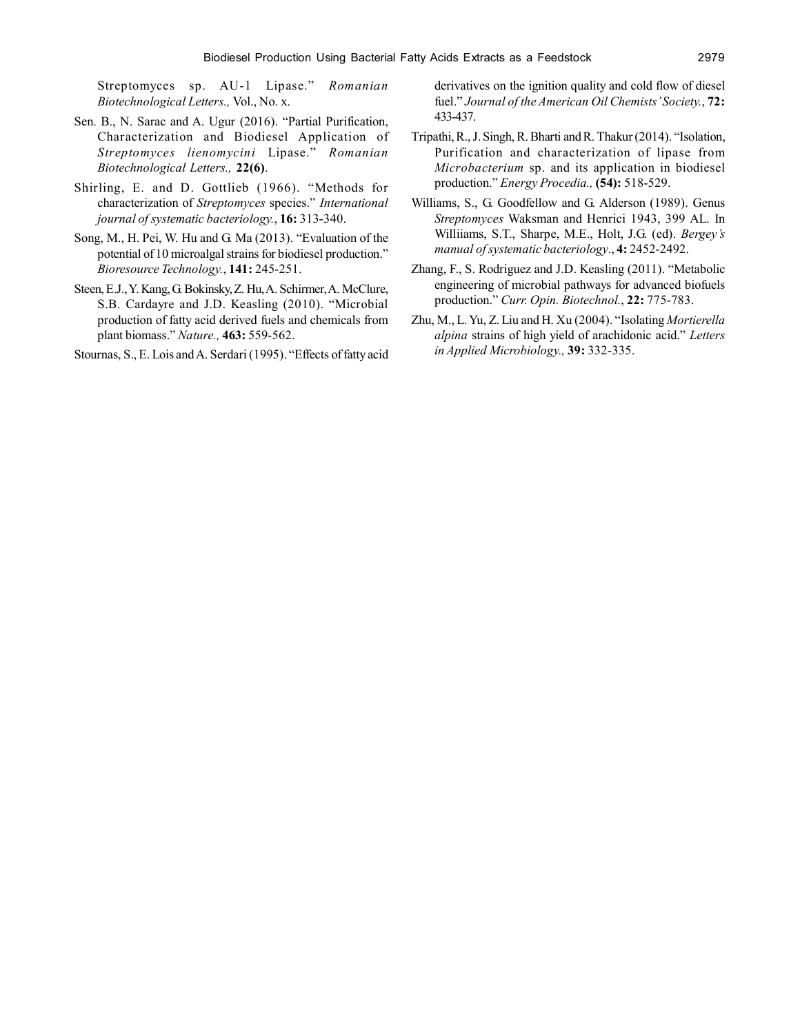Streptomyces sp. AU-1 Lipase." *Romanian Biotechnological Letters.,* Vol., No. x.

Sen. B., N. Sarac and A. Ugur (2016). "Partial Purification, Characterization and Biodiesel Application of *Streptomyces lienomycini* Lipase." *Romanian Biotechnological Letters.,* **22(6)**.

Shirling, E. and D. Gottlieb (1966). "Methods for characterization of *Streptomyces* species." *International journal of systematic bacteriology.*, **16:** 313-340.

Song, M., H. Pei, W. Hu and G. Ma (2013). "Evaluation of the potential of 10 microalgal strains for biodiesel production." *Bioresource Technology.*, **141:** 245-251.

Steen, E.J., Y. Kang, G. Bokinsky, Z. Hu, A. Schirmer, A. McClure, S.B. Cardayre and J.D. Keasling (2010). "Microbial production of fatty acid derived fuels and chemicals from plant biomass." *Nature.,* **463:** 559-562.

Stournas, S., E. Lois and A. Serdari (1995). "Effects of fatty acid derivatives on the ignition quality and cold flow of diesel fuel." *Journal of the American Oil Chemists' Society.*, **72:** 433-437.

Tripathi, R., J. Singh, R. Bharti and R. Thakur (2014). "Isolation, Purification and characterization of lipase from *Microbacterium* sp. and its application in biodiesel production." *Energy Procedia.,* **(54):** 518-529.

Williams, S., G. Goodfellow and G. Alderson (1989). Genus *Streptomyces* Waksman and Henrici 1943, 399 AL. In Williiams, S.T., Sharpe, M.E., Holt, J.G. (ed). *Bergey's manual of systematic bacteriology*., **4:** 2452-2492.

Zhang, F., S. Rodriguez and J.D. Keasling (2011). "Metabolic engineering of microbial pathways for advanced biofuels production." *Curr. Opin. Biotechnol.*, **22:** 775-783.

Zhu, M., L. Yu, Z. Liu and H. Xu (2004). "Isolating *Mortierella alpina* strains of high yield of arachidonic acid." *Letters in Applied Microbiology.,* **39:** 332-335.